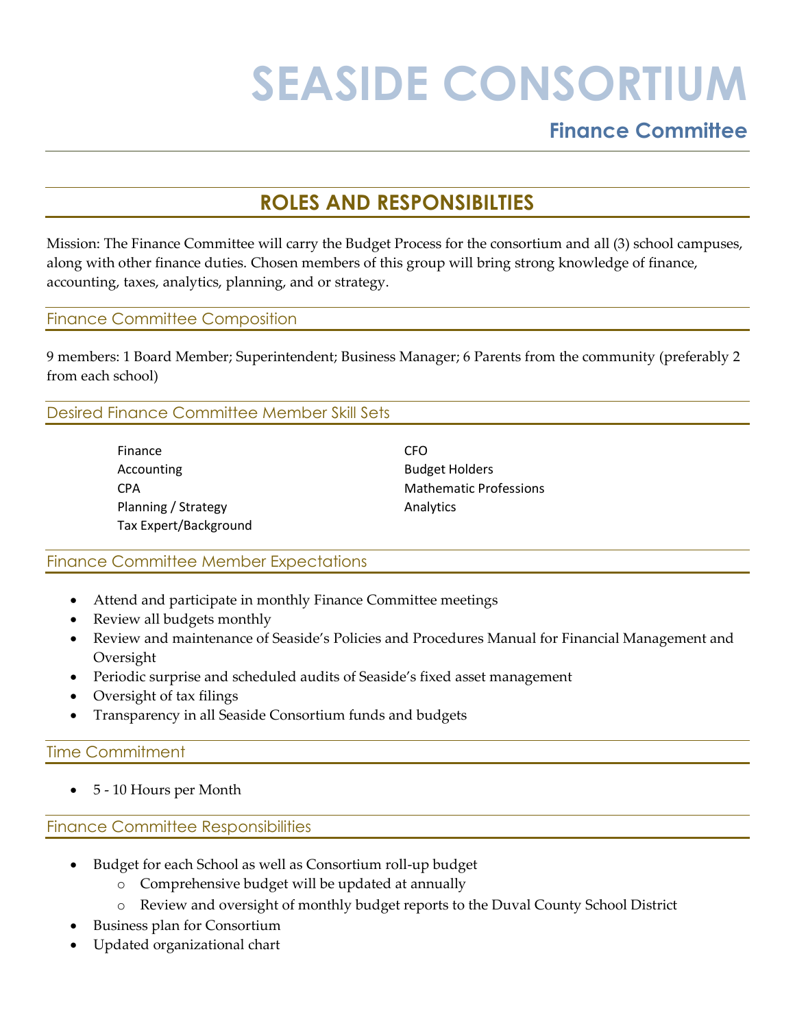# SEASIDE CONSORTIUM

## Finance Committee

## ROLES AND RESPONSIBILTIES

Mission: The Finance Committee will carry the Budget Process for the consortium and all (3) school campuses, along with other finance duties. Chosen members of this group will bring strong knowledge of finance, accounting, taxes, analytics, planning, and or strategy.

### Finance Committee Composition

9 members: 1 Board Member; Superintendent; Business Manager; 6 Parents from the community (preferably 2 from each school)

### Desired Finance Committee Member Skill Sets

Finance
Accounting
CPA
Planning / Strategy
Tax Expert/Background
CFO
Budget Holders
Mathematic Professions
Analytics

### Finance Committee Member Expectations

- Attend and participate in monthly Finance Committee meetings
- Review all budgets monthly
- Review and maintenance of Seaside's Policies and Procedures Manual for Financial Management and Oversight
- Periodic surprise and scheduled audits of Seaside's fixed asset management
- Oversight of tax filings
- Transparency in all Seaside Consortium funds and budgets

### Time Commitment

- 5 - 10 Hours per Month

### Finance Committee Responsibilities

- Budget for each School as well as Consortium roll-up budget
  - Comprehensive budget will be updated at annually
  - Review and oversight of monthly budget reports to the Duval County School District
- Business plan for Consortium
- Updated organizational chart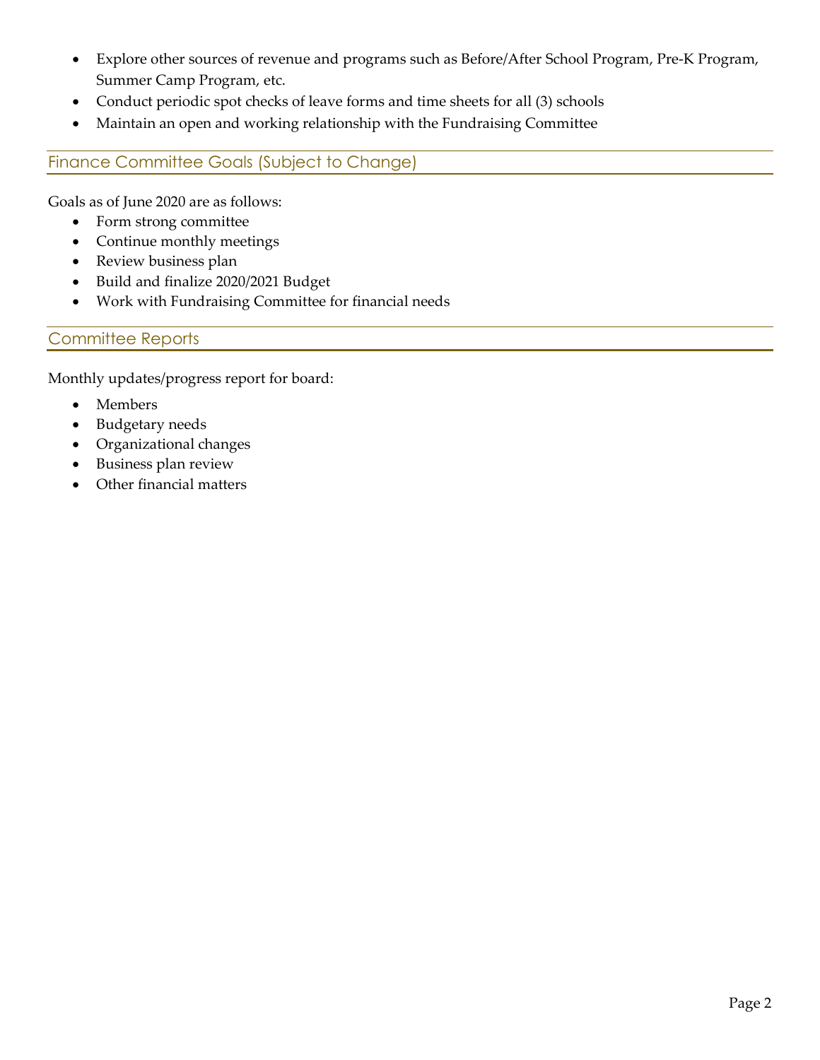- Explore other sources of revenue and programs such as Before/After School Program, Pre-K Program, Summer Camp Program, etc.
- Conduct periodic spot checks of leave forms and time sheets for all (3) schools
- Maintain an open and working relationship with the Fundraising Committee

## Finance Committee Goals (Subject to Change)

Goals as of June 2020 are as follows:

- Form strong committee
- Continue monthly meetings
- Review business plan
- Build and finalize 2020/2021 Budget
- Work with Fundraising Committee for financial needs

## Committee Reports

Monthly updates/progress report for board:

- Members
- Budgetary needs
- Organizational changes
- Business plan review
- Other financial matters